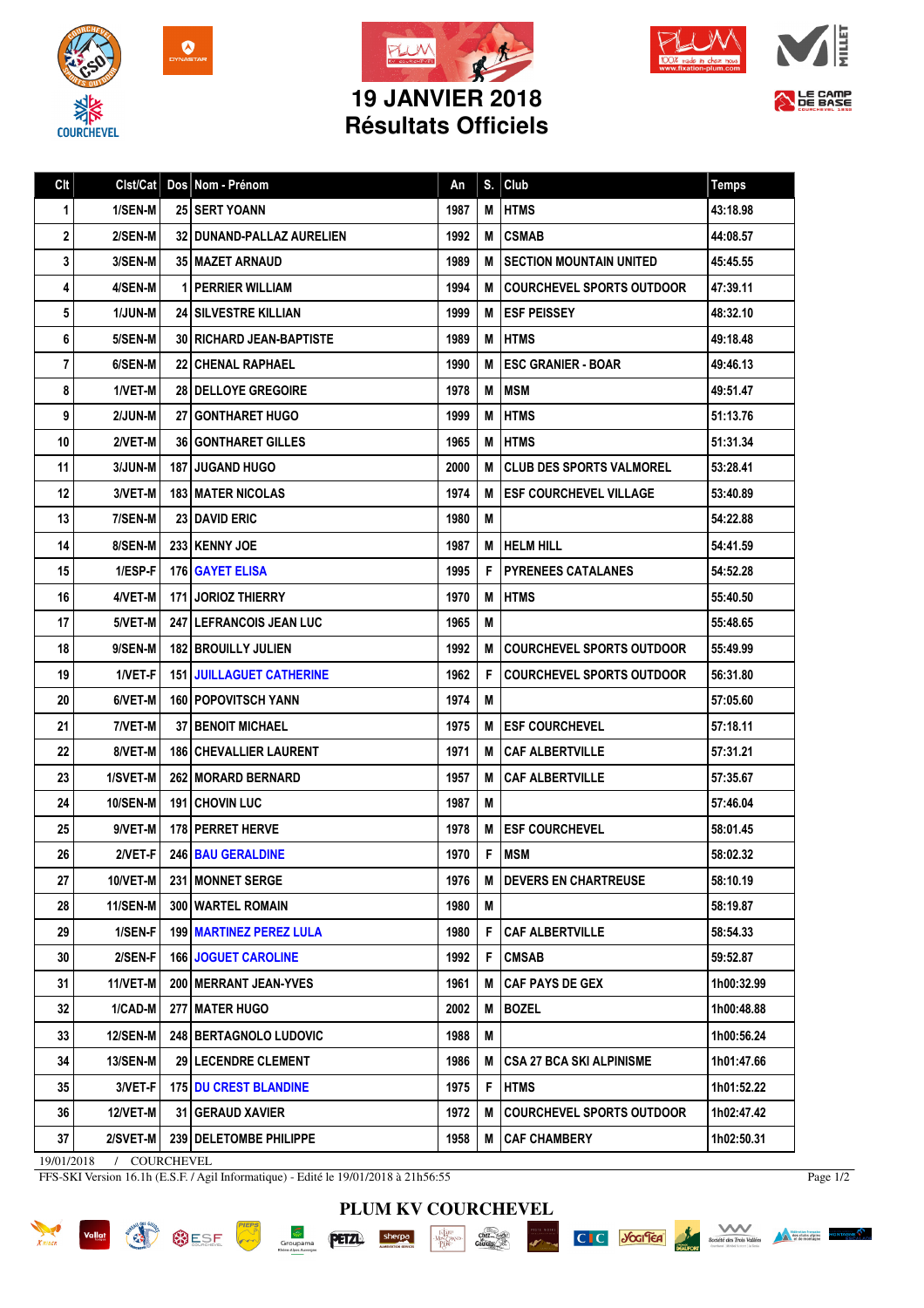# 19 JANVIER 2018
# Résultats Officiels

| Clt | Clst/Cat | Dos | Nom - Prénom | An | S. | Club | Temps |
|---|---|---|---|---|---|---|---|
| 1 | 1/SEN-M | 25 | SERT YOANN | 1987 | M | HTMS | 43:18.98 |
| 2 | 2/SEN-M | 32 | DUNAND-PALLAZ AURELIEN | 1992 | M | CSMAB | 44:08.57 |
| 3 | 3/SEN-M | 35 | MAZET ARNAUD | 1989 | M | SECTION MOUNTAIN UNITED | 45:45.55 |
| 4 | 4/SEN-M | 1 | PERRIER WILLIAM | 1994 | M | COURCHEVEL SPORTS OUTDOOR | 47:39.11 |
| 5 | 1/JUN-M | 24 | SILVESTRE KILLIAN | 1999 | M | ESF PEISSEY | 48:32.10 |
| 6 | 5/SEN-M | 30 | RICHARD JEAN-BAPTISTE | 1989 | M | HTMS | 49:18.48 |
| 7 | 6/SEN-M | 22 | CHENAL RAPHAEL | 1990 | M | ESC GRANIER - BOAR | 49:46.13 |
| 8 | 1/VET-M | 28 | DELLOYE GREGOIRE | 1978 | M | MSM | 49:51.47 |
| 9 | 2/JUN-M | 27 | GONTHARET HUGO | 1999 | M | HTMS | 51:13.76 |
| 10 | 2/VET-M | 36 | GONTHARET GILLES | 1965 | M | HTMS | 51:31.34 |
| 11 | 3/JUN-M | 187 | JUGAND HUGO | 2000 | M | CLUB DES SPORTS VALMOREL | 53:28.41 |
| 12 | 3/VET-M | 183 | MATER NICOLAS | 1974 | M | ESF COURCHEVEL VILLAGE | 53:40.89 |
| 13 | 7/SEN-M | 23 | DAVID ERIC | 1980 | M | | 54:22.88 |
| 14 | 8/SEN-M | 233 | KENNY JOE | 1987 | M | HELM HILL | 54:41.59 |
| 15 | 1/ESP-F | 176 | GAYET ELISA | 1995 | F | PYRENEES CATALANES | 54:52.28 |
| 16 | 4/VET-M | 171 | JORIOZ THIERRY | 1970 | M | HTMS | 55:40.50 |
| 17 | 5/VET-M | 247 | LEFRANCOIS JEAN LUC | 1965 | M | | 55:48.65 |
| 18 | 9/SEN-M | 182 | BROUILLY JULIEN | 1992 | M | COURCHEVEL SPORTS OUTDOOR | 55:49.99 |
| 19 | 1/VET-F | 151 | JUILLAGUET CATHERINE | 1962 | F | COURCHEVEL SPORTS OUTDOOR | 56:31.80 |
| 20 | 6/VET-M | 160 | POPOVITSCH YANN | 1974 | M | | 57:05.60 |
| 21 | 7/VET-M | 37 | BENOIT MICHAEL | 1975 | M | ESF COURCHEVEL | 57:18.11 |
| 22 | 8/VET-M | 186 | CHEVALLIER LAURENT | 1971 | M | CAF ALBERTVILLE | 57:31.21 |
| 23 | 1/SVET-M | 262 | MORARD BERNARD | 1957 | M | CAF ALBERTVILLE | 57:35.67 |
| 24 | 10/SEN-M | 191 | CHOVIN LUC | 1987 | M | | 57:46.04 |
| 25 | 9/VET-M | 178 | PERRET HERVE | 1978 | M | ESF COURCHEVEL | 58:01.45 |
| 26 | 2/VET-F | 246 | BAU GERALDINE | 1970 | F | MSM | 58:02.32 |
| 27 | 10/VET-M | 231 | MONNET SERGE | 1976 | M | DEVERS EN CHARTREUSE | 58:10.19 |
| 28 | 11/SEN-M | 300 | WARTEL ROMAIN | 1980 | M | | 58:19.87 |
| 29 | 1/SEN-F | 199 | MARTINEZ PEREZ LULA | 1980 | F | CAF ALBERTVILLE | 58:54.33 |
| 30 | 2/SEN-F | 166 | JOGUET CAROLINE | 1992 | F | CMSAB | 59:52.87 |
| 31 | 11/VET-M | 200 | MERRANT JEAN-YVES | 1961 | M | CAF PAYS DE GEX | 1h00:32.99 |
| 32 | 1/CAD-M | 277 | MATER HUGO | 2002 | M | BOZEL | 1h00:48.88 |
| 33 | 12/SEN-M | 248 | BERTAGNOLO LUDOVIC | 1988 | M | | 1h00:56.24 |
| 34 | 13/SEN-M | 29 | LECENDRE CLEMENT | 1986 | M | CSA 27 BCA SKI ALPINISME | 1h01:47.66 |
| 35 | 3/VET-F | 175 | DU CREST BLANDINE | 1975 | F | HTMS | 1h01:52.22 |
| 36 | 12/VET-M | 31 | GERAUD XAVIER | 1972 | M | COURCHEVEL SPORTS OUTDOOR | 1h02:47.42 |
| 37 | 2/SVET-M | 239 | DELETOMBE PHILIPPE | 1958 | M | CAF CHAMBERY | 1h02:50.31 |

19/01/2018 / COURCHEVEL

FFS-SKI Version 16.1h (E.S.F. / Agil Informatique) - Edité le 19/01/2018 à 21h56:55

PLUM KV COURCHEVEL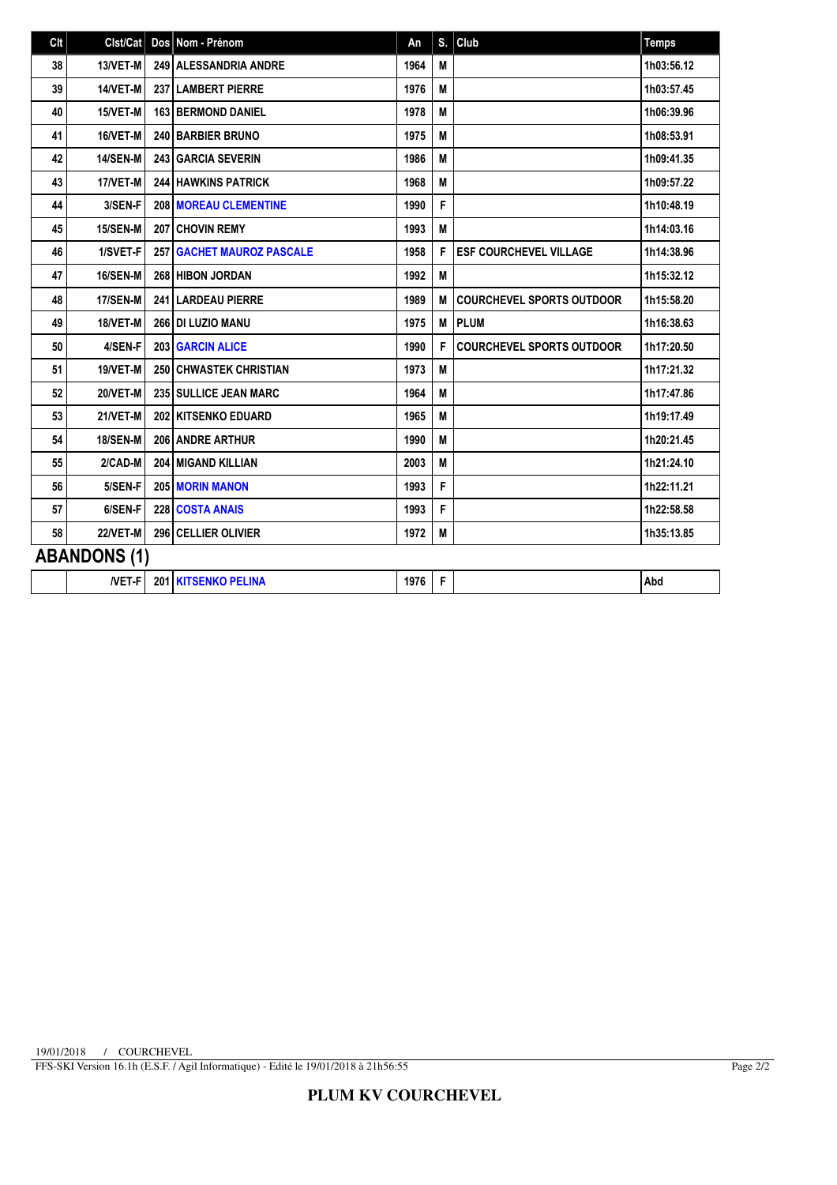| Clt | Clst/Cat | Dos | Nom - Prénom | An | S. | Club | Temps |
|---|---|---|---|---|---|---|---|
| 38 | 13/VET-M | 249 | ALESSANDRIA ANDRE | 1964 | M | | 1h03:56.12 |
| 39 | 14/VET-M | 237 | LAMBERT PIERRE | 1976 | M | | 1h03:57.45 |
| 40 | 15/VET-M | 163 | BERMOND DANIEL | 1978 | M | | 1h06:39.96 |
| 41 | 16/VET-M | 240 | BARBIER BRUNO | 1975 | M | | 1h08:53.91 |
| 42 | 14/SEN-M | 243 | GARCIA SEVERIN | 1986 | M | | 1h09:41.35 |
| 43 | 17/VET-M | 244 | HAWKINS PATRICK | 1968 | M | | 1h09:57.22 |
| 44 | 3/SEN-F | 208 | MOREAU CLEMENTINE | 1990 | F | | 1h10:48.19 |
| 45 | 15/SEN-M | 207 | CHOVIN REMY | 1993 | M | | 1h14:03.16 |
| 46 | 1/SVET-F | 257 | GACHET MAUROZ PASCALE | 1958 | F | ESF COURCHEVEL VILLAGE | 1h14:38.96 |
| 47 | 16/SEN-M | 268 | HIBON JORDAN | 1992 | M | | 1h15:32.12 |
| 48 | 17/SEN-M | 241 | LARDEAU PIERRE | 1989 | M | COURCHEVEL SPORTS OUTDOOR | 1h15:58.20 |
| 49 | 18/VET-M | 266 | DI LUZIO MANU | 1975 | M | PLUM | 1h16:38.63 |
| 50 | 4/SEN-F | 203 | GARCIN ALICE | 1990 | F | COURCHEVEL SPORTS OUTDOOR | 1h17:20.50 |
| 51 | 19/VET-M | 250 | CHWASTEK CHRISTIAN | 1973 | M | | 1h17:21.32 |
| 52 | 20/VET-M | 235 | SULLICE JEAN MARC | 1964 | M | | 1h17:47.86 |
| 53 | 21/VET-M | 202 | KITSENKO EDUARD | 1965 | M | | 1h19:17.49 |
| 54 | 18/SEN-M | 206 | ANDRE ARTHUR | 1990 | M | | 1h20:21.45 |
| 55 | 2/CAD-M | 204 | MIGAND KILLIAN | 2003 | M | | 1h21:24.10 |
| 56 | 5/SEN-F | 205 | MORIN MANON | 1993 | F | | 1h22:11.21 |
| 57 | 6/SEN-F | 228 | COSTA ANAIS | 1993 | F | | 1h22:58.58 |
| 58 | 22/VET-M | 296 | CELLIER OLIVIER | 1972 | M | | 1h35:13.85 |

## ABANDONS (1)

| | | | | | | | |
|---|---|---|---|---|---|---|---|
| | /VET-F | 201 | KITSENKO PELINA | 1976 | F | | Abd |

19/01/2018 / COURCHEVEL

FFS-SKI Version 16.1h (E.S.F. / Agil Informatique) - Edité le 19/01/2018 à 21h56:55

**PLUM KV COURCHEVEL**